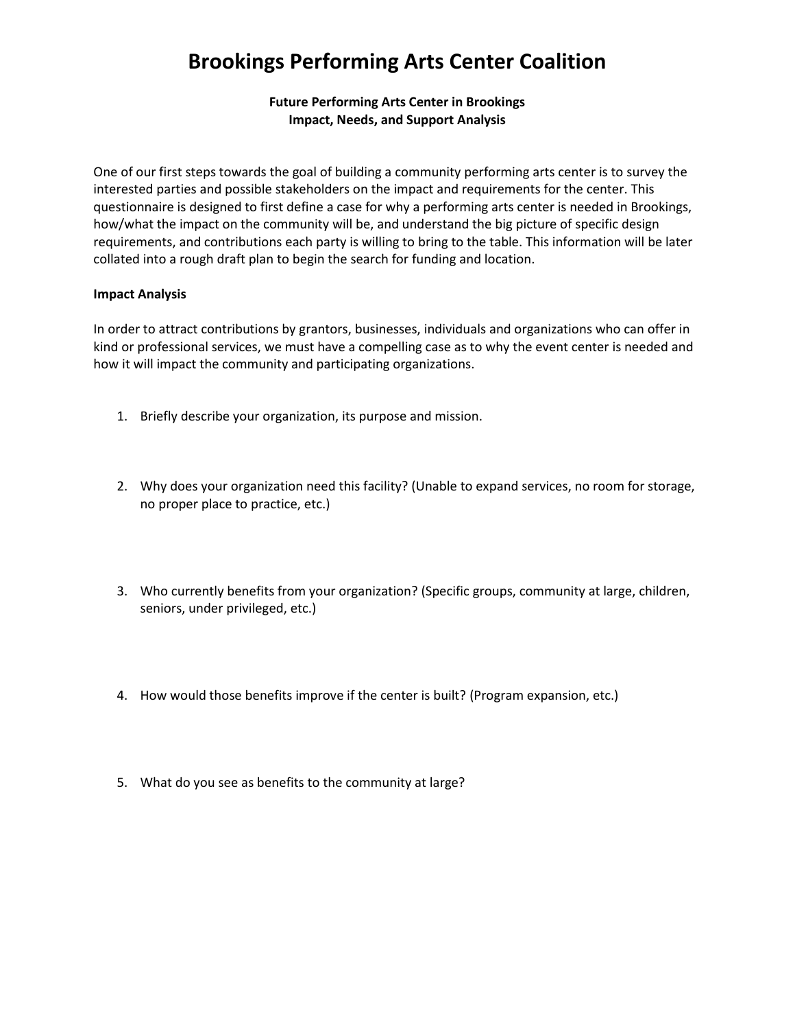# Brookings Performing Arts Center Coalition

**Future Performing Arts Center in Brookings**
**Impact, Needs, and Support Analysis**

One of our first steps towards the goal of building a community performing arts center is to survey the interested parties and possible stakeholders on the impact and requirements for the center. This questionnaire is designed to first define a case for why a performing arts center is needed in Brookings, how/what the impact on the community will be, and understand the big picture of specific design requirements, and contributions each party is willing to bring to the table. This information will be later collated into a rough draft plan to begin the search for funding and location.

**Impact Analysis**

In order to attract contributions by grantors, businesses, individuals and organizations who can offer in kind or professional services, we must have a compelling case as to why the event center is needed and how it will impact the community and participating organizations.

1. Briefly describe your organization, its purpose and mission.

2. Why does your organization need this facility? (Unable to expand services, no room for storage, no proper place to practice, etc.)

3. Who currently benefits from your organization? (Specific groups, community at large, children, seniors, under privileged, etc.)

4. How would those benefits improve if the center is built? (Program expansion, etc.)

5. What do you see as benefits to the community at large?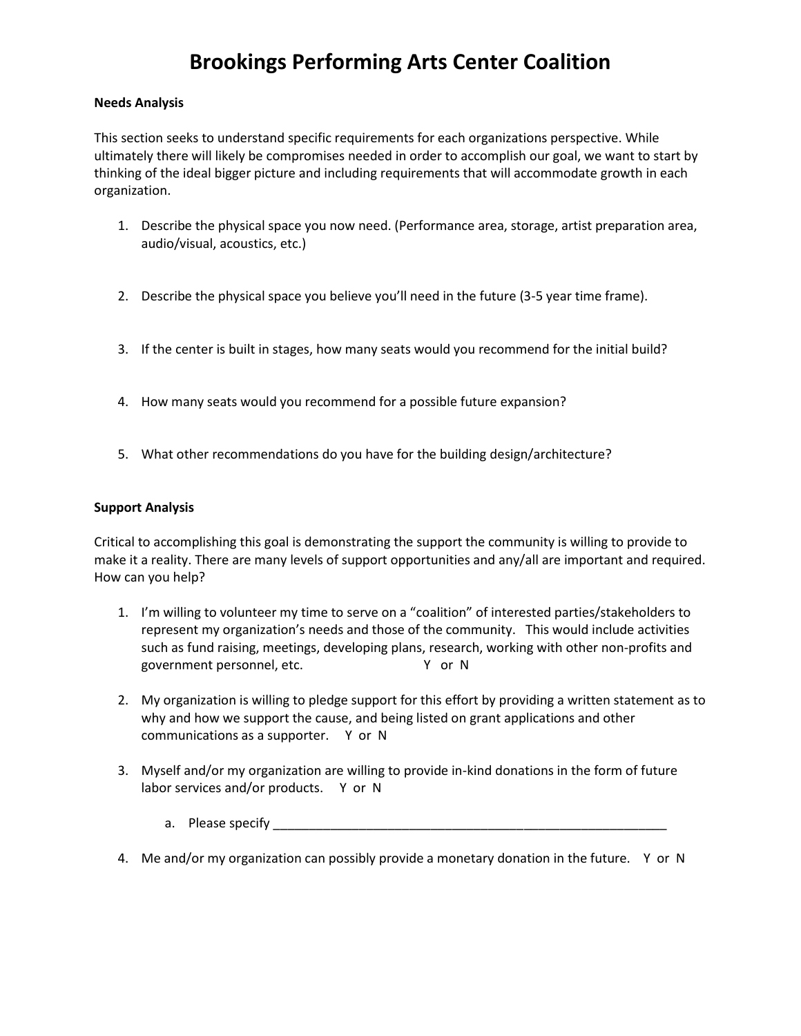# Brookings Performing Arts Center Coalition

**Needs Analysis**

This section seeks to understand specific requirements for each organizations perspective. While ultimately there will likely be compromises needed in order to accomplish our goal, we want to start by thinking of the ideal bigger picture and including requirements that will accommodate growth in each organization.

1. Describe the physical space you now need. (Performance area, storage, artist preparation area, audio/visual, acoustics, etc.)

2. Describe the physical space you believe you'll need in the future (3-5 year time frame).

3. If the center is built in stages, how many seats would you recommend for the initial build?

4. How many seats would you recommend for a possible future expansion?

5. What other recommendations do you have for the building design/architecture?

**Support Analysis**

Critical to accomplishing this goal is demonstrating the support the community is willing to provide to make it a reality. There are many levels of support opportunities and any/all are important and required. How can you help?

1. I'm willing to volunteer my time to serve on a "coalition" of interested parties/stakeholders to represent my organization's needs and those of the community. This would include activities such as fund raising, meetings, developing plans, research, working with other non-profits and government personnel, etc. Y or N

2. My organization is willing to pledge support for this effort by providing a written statement as to why and how we support the cause, and being listed on grant applications and other communications as a supporter. Y or N

3. Myself and/or my organization are willing to provide in-kind donations in the form of future labor services and/or products. Y or N

    a. Please specify ___________________________________________________________

4. Me and/or my organization can possibly provide a monetary donation in the future. Y or N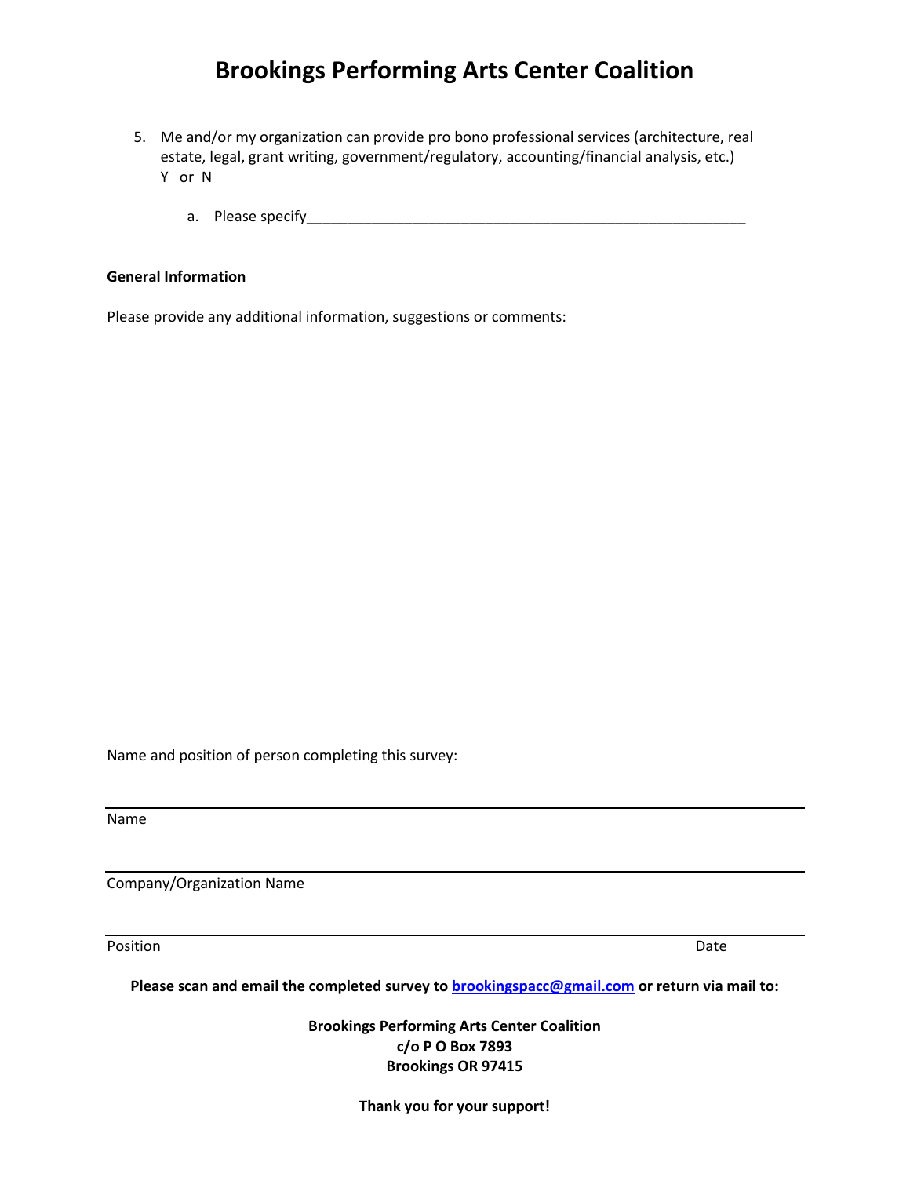# Brookings Performing Arts Center Coalition

5. Me and/or my organization can provide pro bono professional services (architecture, real estate, legal, grant writing, government/regulatory, accounting/financial analysis, etc.)
   Y or N

   a. Please specify_______________________________________________________

**General Information**

Please provide any additional information, suggestions or comments:

Name and position of person completing this survey:

___________________________________________________________________________

Name

___________________________________________________________________________

Company/Organization Name

___________________________________________________________________________

Position　　　　　　　　　　　　　　　　　　　　　　　　　　　　　　Date

**Please scan and email the completed survey to [brookingspacc@gmail.com](mailto:brookingspacc@gmail.com) or return via mail to:**

**Brookings Performing Arts Center Coalition**
**c/o P O Box 7893**
**Brookings OR 97415**

**Thank you for your support!**